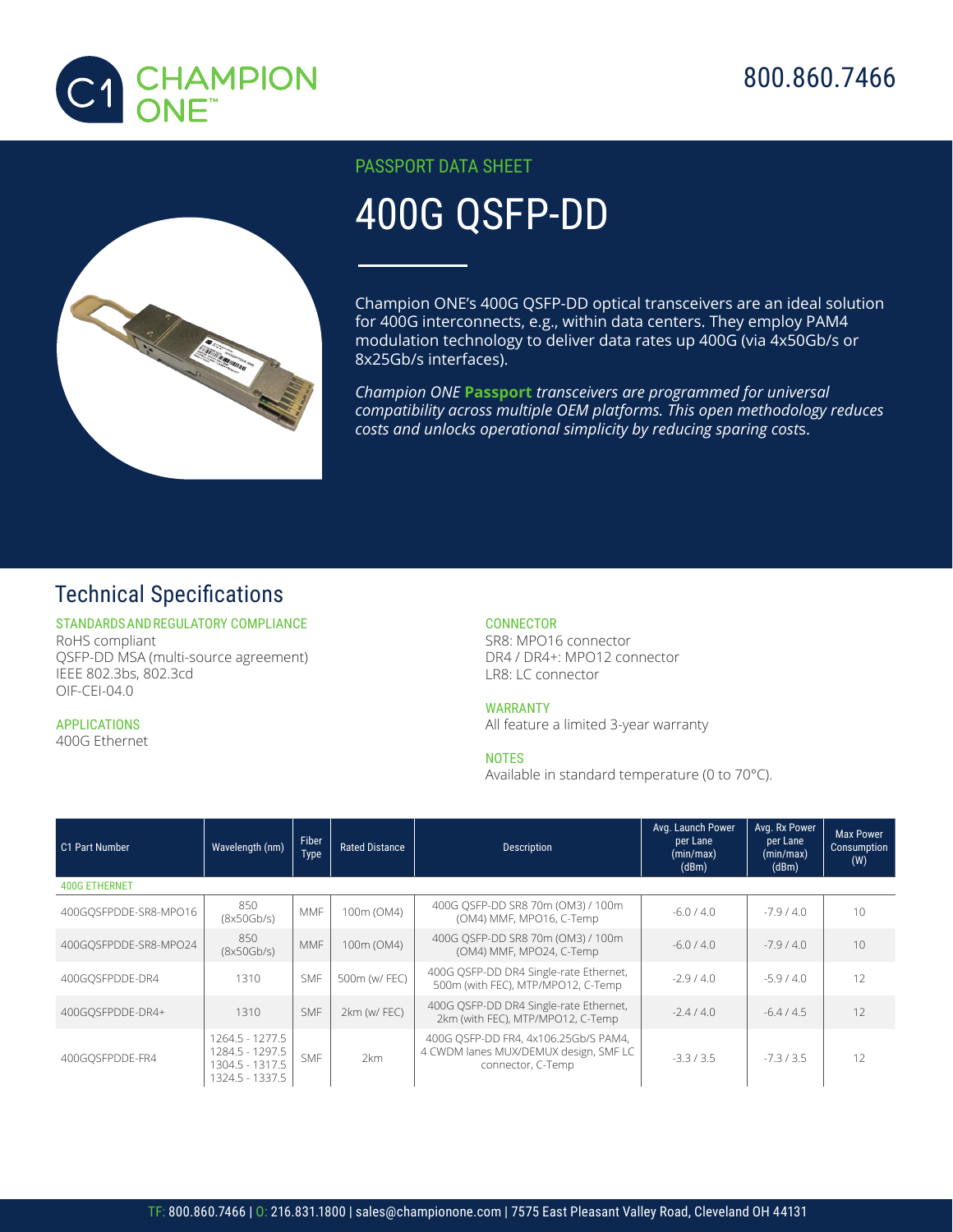CHAMPION ONE™

800.860.7466

PASSPORT DATA SHEET

# 400G QSFP-DD

Champion ONE's 400G QSFP-DD optical transceivers are an ideal solution for 400G interconnects, e.g., within data centers. They employ PAM4 modulation technology to deliver data rates up 400G (via 4x50Gb/s or 8x25Gb/s interfaces).

*Champion ONE **Passport** transceivers are programmed for universal compatibility across multiple OEM platforms. This open methodology reduces costs and unlocks operational simplicity by reducing sparing costs.*

## Technical Specifications

### STANDARDS AND REGULATORY COMPLIANCE

RoHS compliant
QSFP-DD MSA (multi-source agreement)
IEEE 802.3bs, 802.3cd
OIF-CEI-04.0

### APPLICATIONS

400G Ethernet

### CONNECTOR

SR8: MPO16 connector
DR4 / DR4+: MPO12 connector
LR8: LC connector

### WARRANTY

All feature a limited 3-year warranty

### NOTES

Available in standard temperature (0 to 70°C).

| C1 Part Number | Wavelength (nm) | Fiber Type | Rated Distance | Description | Avg. Launch Power per Lane (min/max) (dBm) | Avg. Rx Power per Lane (min/max) (dBm) | Max Power Consumption (W) |
|---|---|---|---|---|---|---|---|
| **400G ETHERNET** | | | | | | | |
| 400GQSFPDDE-SR8-MPO16 | 850 (8x50Gb/s) | MMF | 100m (OM4) | 400G QSFP-DD SR8 70m (OM3) / 100m (OM4) MMF, MPO16, C-Temp | -6.0 / 4.0 | -7.9 / 4.0 | 10 |
| 400GQSFPDDE-SR8-MPO24 | 850 (8x50Gb/s) | MMF | 100m (OM4) | 400G QSFP-DD SR8 70m (OM3) / 100m (OM4) MMF, MPO24, C-Temp | -6.0 / 4.0 | -7.9 / 4.0 | 10 |
| 400GQSFPDDE-DR4 | 1310 | SMF | 500m (w/ FEC) | 400G QSFP-DD DR4 Single-rate Ethernet, 500m (with FEC), MTP/MPO12, C-Temp | -2.9 / 4.0 | -5.9 / 4.0 | 12 |
| 400GQSFPDDE-DR4+ | 1310 | SMF | 2km (w/ FEC) | 400G QSFP-DD DR4 Single-rate Ethernet, 2km (with FEC), MTP/MPO12, C-Temp | -2.4 / 4.0 | -6.4 / 4.5 | 12 |
| 400GQSFPDDE-FR4 | 1264.5 - 1277.5 1284.5 - 1297.5 1304.5 - 1317.5 1324.5 - 1337.5 | SMF | 2km | 400G QSFP-DD FR4, 4x106.25Gb/S PAM4, 4 CWDM lanes MUX/DEMUX design, SMF LC connector, C-Temp | -3.3 / 3.5 | -7.3 / 3.5 | 12 |

TF: 800.860.7466 | O: 216.831.1800 | sales@championone.com | 7575 East Pleasant Valley Road, Cleveland OH 44131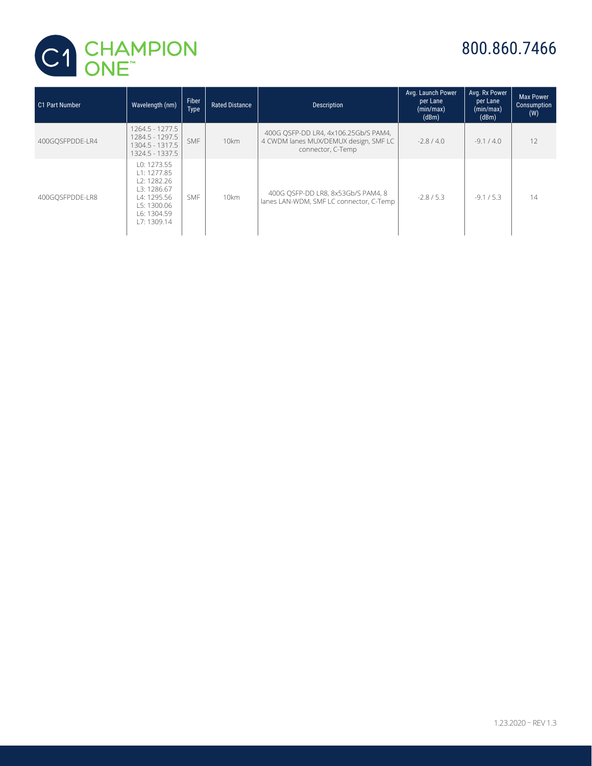| C1 Part Number | Wavelength (nm) | Fiber Type | Rated Distance | Description | Avg. Launch Power per Lane (min/max) (dBm) | Avg. Rx Power per Lane (min/max) (dBm) | Max Power Consumption (W) |
|---|---|---|---|---|---|---|---|
| 400GQSFPDDE-LR4 | 1264.5 - 1277.5<br>1284.5 - 1297.5<br>1304.5 - 1317.5<br>1324.5 - 1337.5 | SMF | 10km | 400G QSFP-DD LR4, 4x106.25Gb/S PAM4, 4 CWDM lanes MUX/DEMUX design, SMF LC connector, C-Temp | -2.8 / 4.0 | -9.1 / 4.0 | 12 |
| 400GQSFPDDE-LR8 | L0: 1273.55<br>L1: 1277.85<br>L2: 1282.26<br>L3: 1286.67<br>L4: 1295.56<br>L5: 1300.06<br>L6: 1304.59<br>L7: 1309.14 | SMF | 10km | 400G QSFP-DD LR8, 8x53Gb/S PAM4, 8 lanes LAN-WDM, SMF LC connector, C-Temp | -2.8 / 5.3 | -9.1 / 5.3 | 14 |

1.23.2020 – REV 1.3